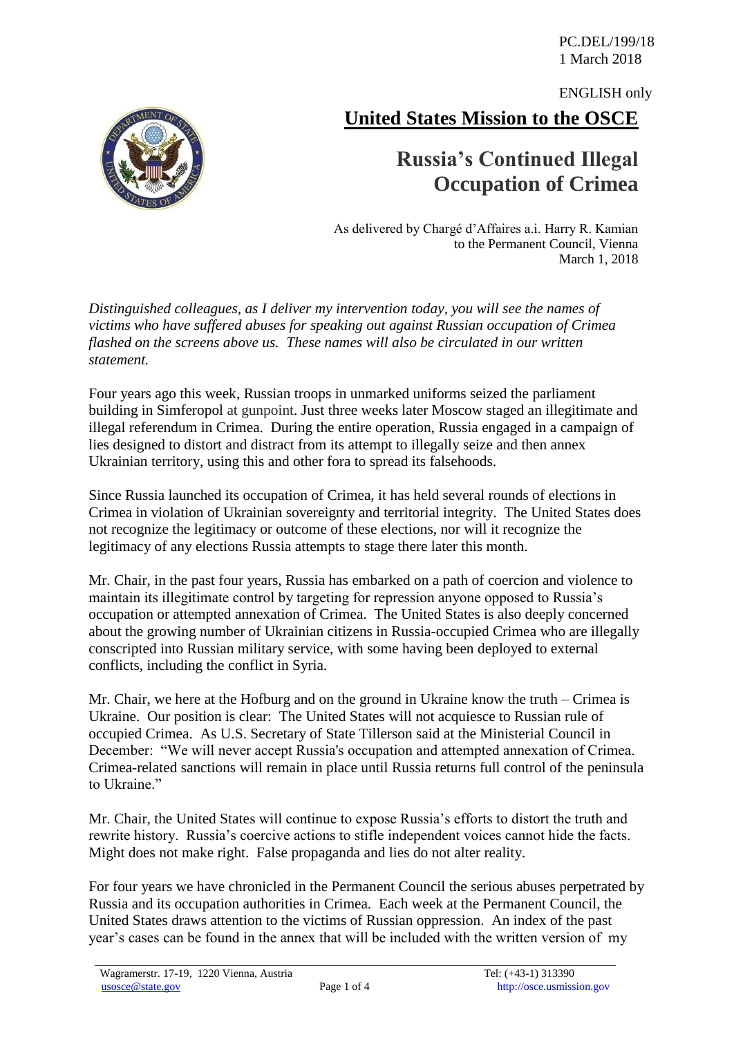PC.DEL/199/18
1 March 2018

ENGLISH only

# United States Mission to the OSCE

## Russia's Continued Illegal Occupation of Crimea

As delivered by Chargé d'Affaires a.i. Harry R. Kamian
to the Permanent Council, Vienna
March 1, 2018

*Distinguished colleagues, as I deliver my intervention today, you will see the names of victims who have suffered abuses for speaking out against Russian occupation of Crimea flashed on the screens above us. These names will also be circulated in our written statement.*

Four years ago this week, Russian troops in unmarked uniforms seized the parliament building in Simferopol at gunpoint. Just three weeks later Moscow staged an illegitimate and illegal referendum in Crimea. During the entire operation, Russia engaged in a campaign of lies designed to distort and distract from its attempt to illegally seize and then annex Ukrainian territory, using this and other fora to spread its falsehoods.

Since Russia launched its occupation of Crimea, it has held several rounds of elections in Crimea in violation of Ukrainian sovereignty and territorial integrity. The United States does not recognize the legitimacy or outcome of these elections, nor will it recognize the legitimacy of any elections Russia attempts to stage there later this month.

Mr. Chair, in the past four years, Russia has embarked on a path of coercion and violence to maintain its illegitimate control by targeting for repression anyone opposed to Russia's occupation or attempted annexation of Crimea. The United States is also deeply concerned about the growing number of Ukrainian citizens in Russia-occupied Crimea who are illegally conscripted into Russian military service, with some having been deployed to external conflicts, including the conflict in Syria.

Mr. Chair, we here at the Hofburg and on the ground in Ukraine know the truth – Crimea is Ukraine. Our position is clear: The United States will not acquiesce to Russian rule of occupied Crimea. As U.S. Secretary of State Tillerson said at the Ministerial Council in December: "We will never accept Russia's occupation and attempted annexation of Crimea. Crimea-related sanctions will remain in place until Russia returns full control of the peninsula to Ukraine."

Mr. Chair, the United States will continue to expose Russia's efforts to distort the truth and rewrite history. Russia's coercive actions to stifle independent voices cannot hide the facts. Might does not make right. False propaganda and lies do not alter reality.

For four years we have chronicled in the Permanent Council the serious abuses perpetrated by Russia and its occupation authorities in Crimea. Each week at the Permanent Council, the United States draws attention to the victims of Russian oppression. An index of the past year's cases can be found in the annex that will be included with the written version of my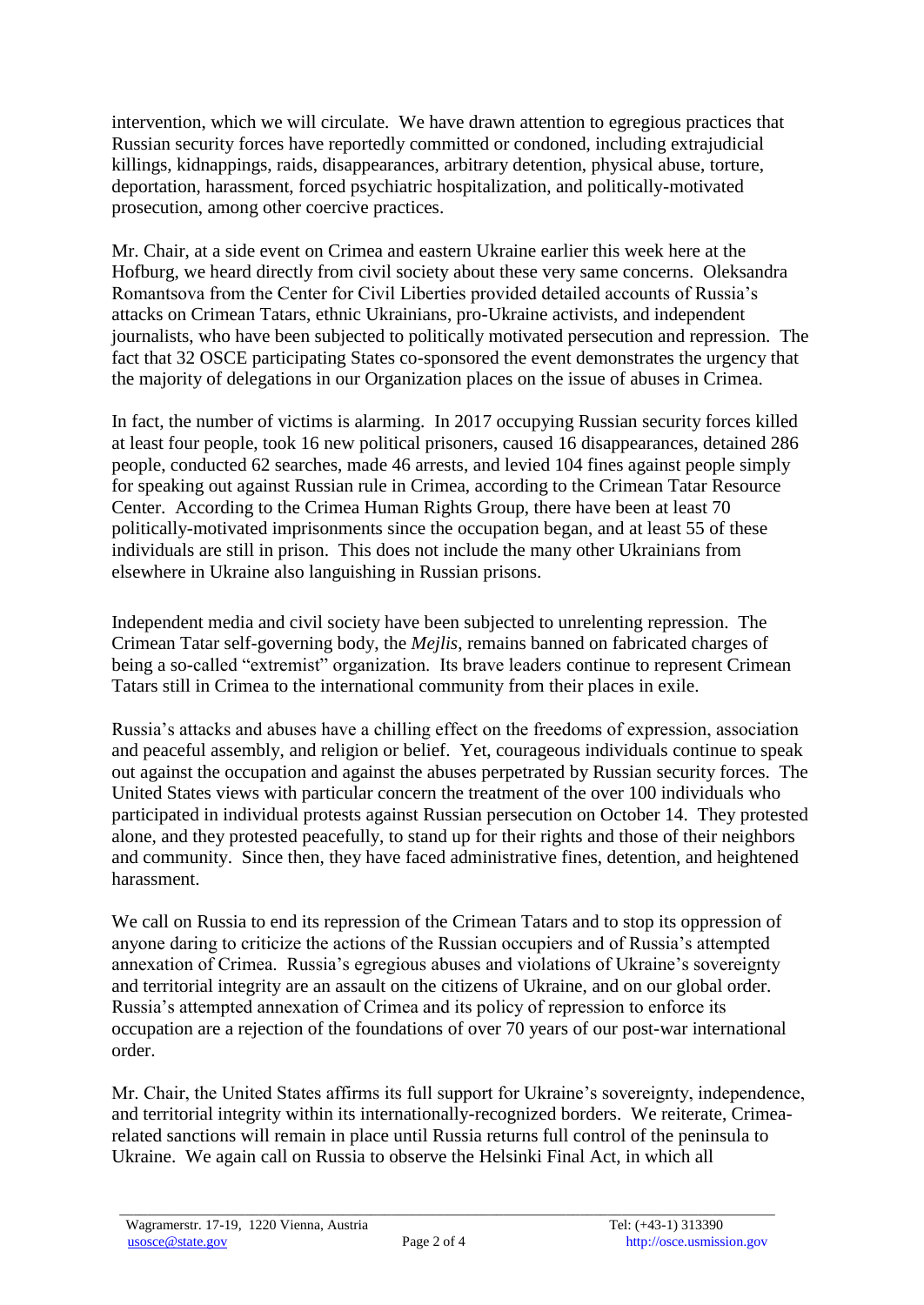intervention, which we will circulate. We have drawn attention to egregious practices that Russian security forces have reportedly committed or condoned, including extrajudicial killings, kidnappings, raids, disappearances, arbitrary detention, physical abuse, torture, deportation, harassment, forced psychiatric hospitalization, and politically-motivated prosecution, among other coercive practices.

Mr. Chair, at a side event on Crimea and eastern Ukraine earlier this week here at the Hofburg, we heard directly from civil society about these very same concerns. Oleksandra Romantsova from the Center for Civil Liberties provided detailed accounts of Russia's attacks on Crimean Tatars, ethnic Ukrainians, pro-Ukraine activists, and independent journalists, who have been subjected to politically motivated persecution and repression. The fact that 32 OSCE participating States co-sponsored the event demonstrates the urgency that the majority of delegations in our Organization places on the issue of abuses in Crimea.

In fact, the number of victims is alarming. In 2017 occupying Russian security forces killed at least four people, took 16 new political prisoners, caused 16 disappearances, detained 286 people, conducted 62 searches, made 46 arrests, and levied 104 fines against people simply for speaking out against Russian rule in Crimea, according to the Crimean Tatar Resource Center. According to the Crimea Human Rights Group, there have been at least 70 politically-motivated imprisonments since the occupation began, and at least 55 of these individuals are still in prison. This does not include the many other Ukrainians from elsewhere in Ukraine also languishing in Russian prisons.

Independent media and civil society have been subjected to unrelenting repression. The Crimean Tatar self-governing body, the *Mejlis*, remains banned on fabricated charges of being a so-called "extremist" organization. Its brave leaders continue to represent Crimean Tatars still in Crimea to the international community from their places in exile.

Russia's attacks and abuses have a chilling effect on the freedoms of expression, association and peaceful assembly, and religion or belief. Yet, courageous individuals continue to speak out against the occupation and against the abuses perpetrated by Russian security forces. The United States views with particular concern the treatment of the over 100 individuals who participated in individual protests against Russian persecution on October 14. They protested alone, and they protested peacefully, to stand up for their rights and those of their neighbors and community. Since then, they have faced administrative fines, detention, and heightened harassment.

We call on Russia to end its repression of the Crimean Tatars and to stop its oppression of anyone daring to criticize the actions of the Russian occupiers and of Russia's attempted annexation of Crimea. Russia's egregious abuses and violations of Ukraine's sovereignty and territorial integrity are an assault on the citizens of Ukraine, and on our global order. Russia's attempted annexation of Crimea and its policy of repression to enforce its occupation are a rejection of the foundations of over 70 years of our post-war international order.

Mr. Chair, the United States affirms its full support for Ukraine's sovereignty, independence, and territorial integrity within its internationally-recognized borders. We reiterate, Crimea-related sanctions will remain in place until Russia returns full control of the peninsula to Ukraine. We again call on Russia to observe the Helsinki Final Act, in which all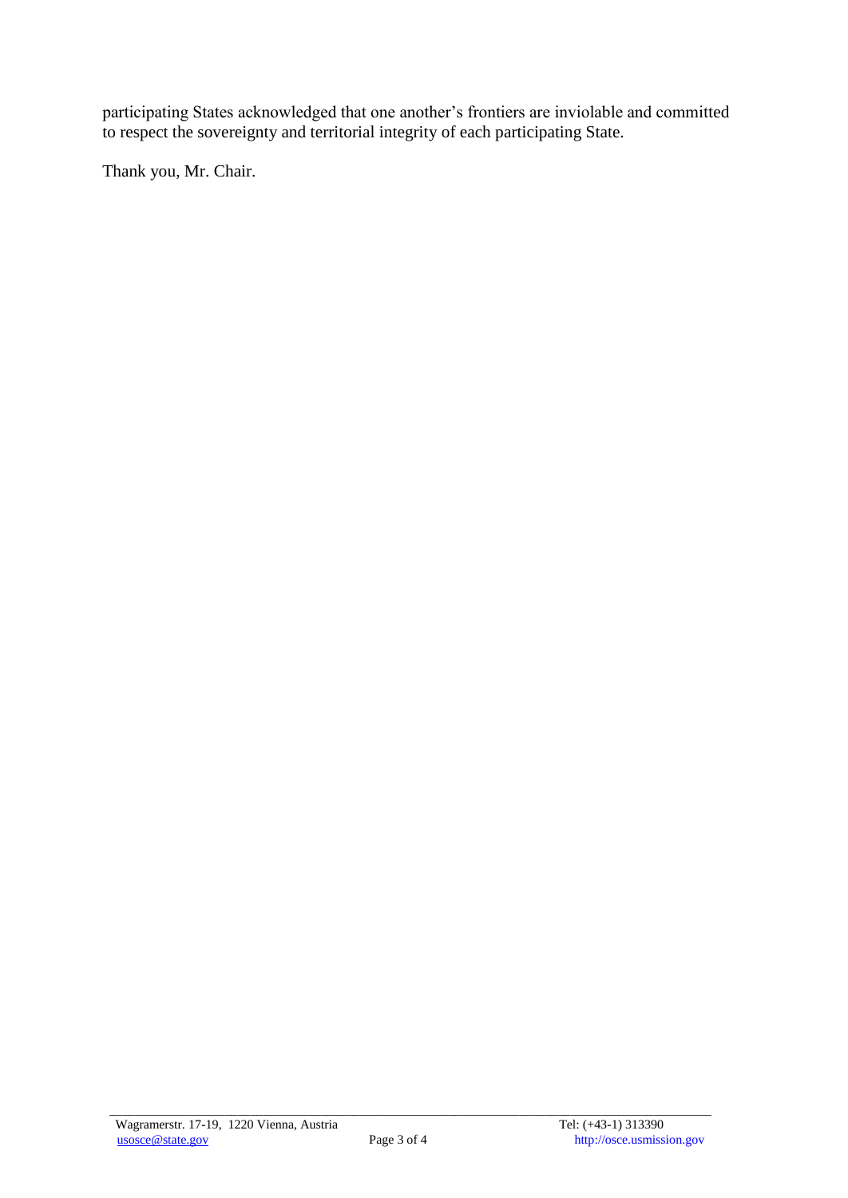participating States acknowledged that one another's frontiers are inviolable and committed to respect the sovereignty and territorial integrity of each participating State.

Thank you, Mr. Chair.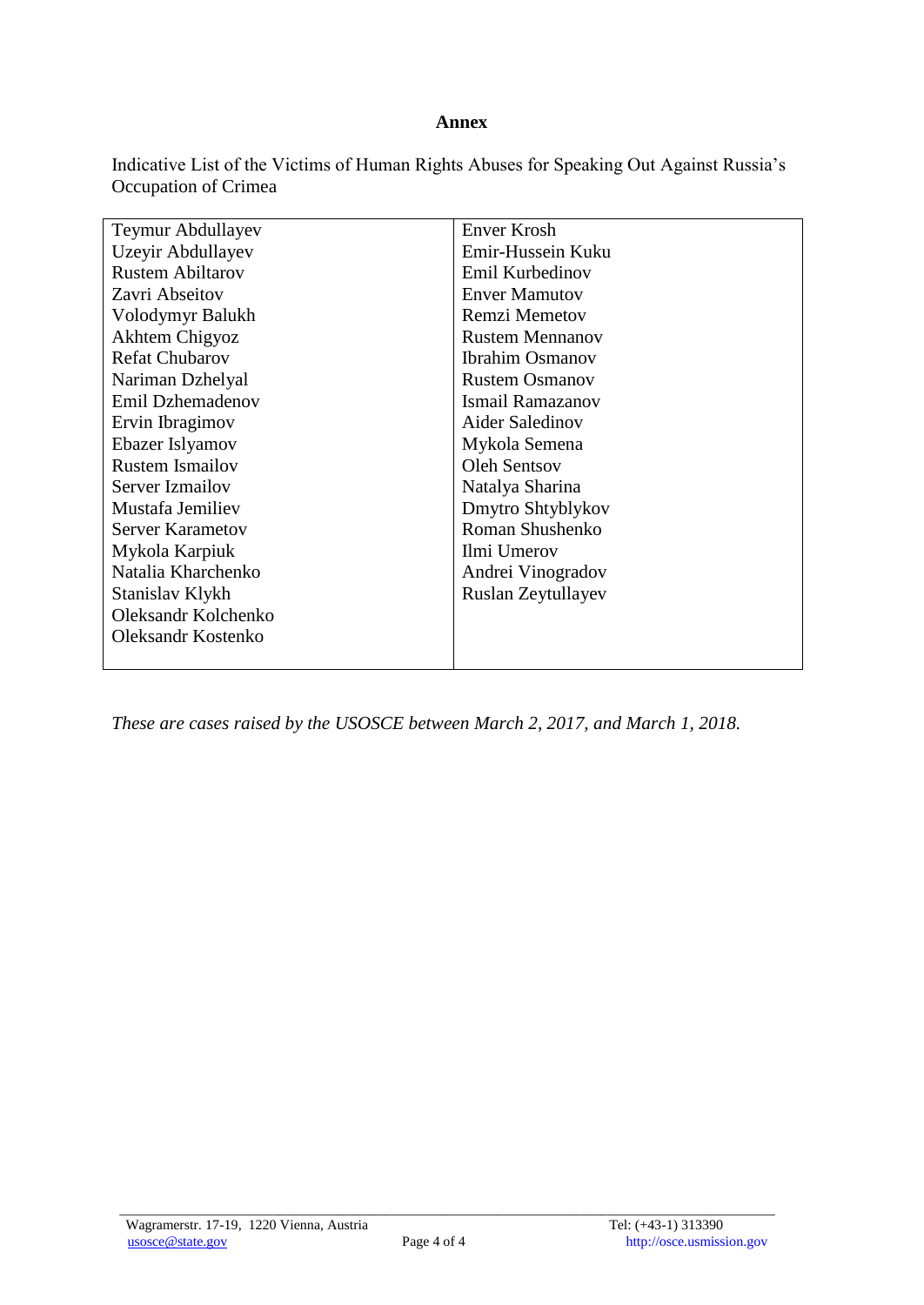**Annex**

Indicative List of the Victims of Human Rights Abuses for Speaking Out Against Russia's Occupation of Crimea

| | |
|---|---|
| Teymur Abdullayev | Enver Krosh |
| Uzeyir Abdullayev | Emir-Hussein Kuku |
| Rustem Abiltarov | Emil Kurbedinov |
| Zavri Abseitov | Enver Mamutov |
| Volodymyr Balukh | Remzi Memetov |
| Akhtem Chigyoz | Rustem Mennanov |
| Refat Chubarov | Ibrahim Osmanov |
| Nariman Dzhelyal | Rustem Osmanov |
| Emil Dzhemadenov | Ismail Ramazanov |
| Ervin Ibragimov | Aider Saledinov |
| Ebazer Islyamov | Mykola Semena |
| Rustem Ismailov | Oleh Sentsov |
| Server Izmailov | Natalya Sharina |
| Mustafa Jemiliev | Dmytro Shtyblykov |
| Server Karametov | Roman Shushenko |
| Mykola Karpiuk | Ilmi Umerov |
| Natalia Kharchenko | Andrei Vinogradov |
| Stanislav Klykh | Ruslan Zeytullayev |
| Oleksandr Kolchenko | |
| Oleksandr Kostenko | |

*These are cases raised by the USOSCE between March 2, 2017, and March 1, 2018.*